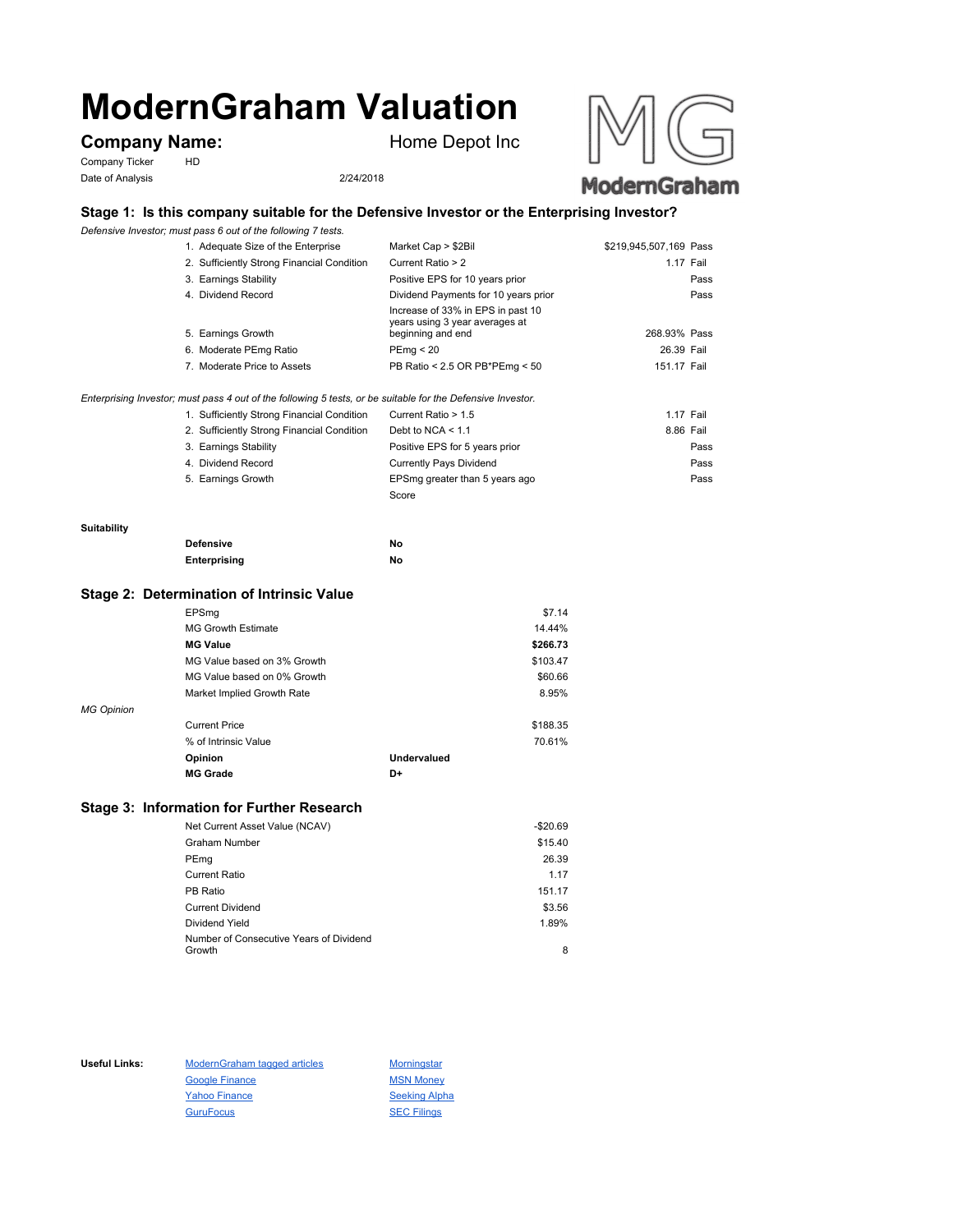# ModernGraham Valuation

## Company Name: Home Depot Inc

Company Ticker: HD

Date of Analysis: 2/24/2018

### Stage 1: Is this company suitable for the Defensive Investor or the Enterprising Investor?

*Defensive Investor; must pass 6 out of the following 7 tests.*

| Test | Criterion | Value | Result |
|---|---|---|---|
| 1. Adequate Size of the Enterprise | Market Cap > $2Bil | $219,945,507,169 | Pass |
| 2. Sufficiently Strong Financial Condition | Current Ratio > 2 | 1.17 | Fail |
| 3. Earnings Stability | Positive EPS for 10 years prior | | Pass |
| 4. Dividend Record | Dividend Payments for 10 years prior | | Pass |
| 5. Earnings Growth | Increase of 33% in EPS in past 10 years using 3 year averages at beginning and end | 268.93% | Pass |
| 6. Moderate PEmg Ratio | PEmg < 20 | 26.39 | Fail |
| 7. Moderate Price to Assets | PB Ratio < 2.5 OR PB*PEmg < 50 | 151.17 | Fail |

*Enterprising Investor; must pass 4 out of the following 5 tests, or be suitable for the Defensive Investor.*

| Test | Criterion | Value | Result |
|---|---|---|---|
| 1. Sufficiently Strong Financial Condition | Current Ratio > 1.5 | 1.17 | Fail |
| 2. Sufficiently Strong Financial Condition | Debt to NCA < 1.1 | 8.86 | Fail |
| 3. Earnings Stability | Positive EPS for 5 years prior | | Pass |
| 4. Dividend Record | Currently Pays Dividend | | Pass |
| 5. Earnings Growth | EPSmg greater than 5 years ago | | Pass |
| | Score | | |

**Suitability**

| | |
|---|---|
| **Defensive** | No |
| **Enterprising** | No |

### Stage 2: Determination of Intrinsic Value

| | |
|---|---|
| EPSmg | $7.14 |
| MG Growth Estimate | 14.44% |
| **MG Value** | **$266.73** |
| MG Value based on 3% Growth | $103.47 |
| MG Value based on 0% Growth | $60.66 |
| Market Implied Growth Rate | 8.95% |

*MG Opinion*

| | | |
|---|---|---|
| Current Price | | $188.35 |
| % of Intrinsic Value | | 70.61% |
| **Opinion** | **Undervalued** | |
| **MG Grade** | **D+** | |

### Stage 3: Information for Further Research

| | |
|---|---|
| Net Current Asset Value (NCAV) | -$20.69 |
| Graham Number | $15.40 |
| PEmg | 26.39 |
| Current Ratio | 1.17 |
| PB Ratio | 151.17 |
| Current Dividend | $3.56 |
| Dividend Yield | 1.89% |
| Number of Consecutive Years of Dividend Growth | 8 |

**Useful Links:**

- ModernGraham tagged articles
- Google Finance
- Yahoo Finance
- GuruFocus
- Morningstar
- MSN Money
- Seeking Alpha
- SEC Filings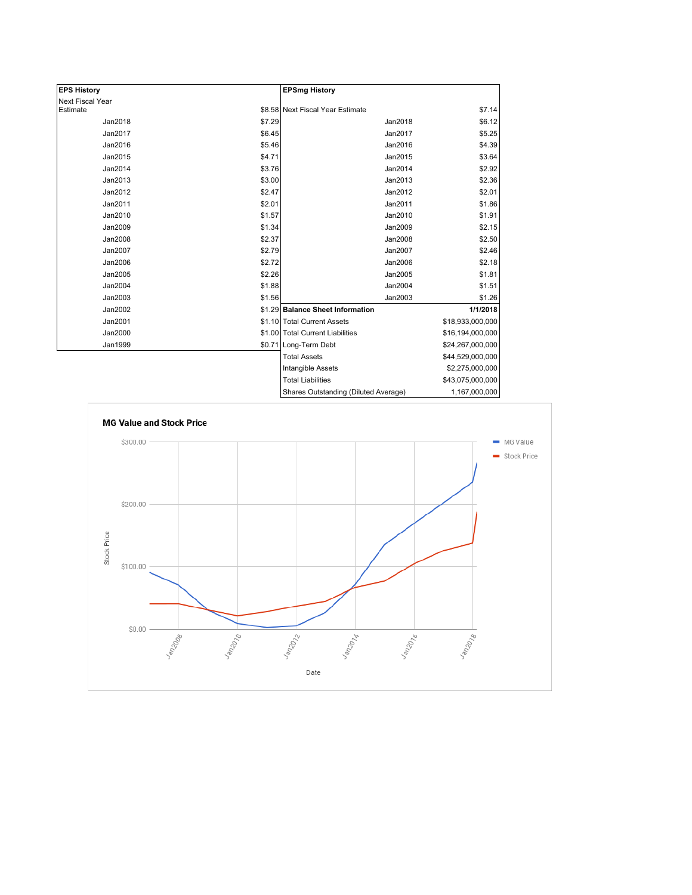| EPS History | |
|---|---|
| Next Fiscal Year Estimate | $8.58 |
| Jan2018 | $7.29 |
| Jan2017 | $6.45 |
| Jan2016 | $5.46 |
| Jan2015 | $4.71 |
| Jan2014 | $3.76 |
| Jan2013 | $3.00 |
| Jan2012 | $2.47 |
| Jan2011 | $2.01 |
| Jan2010 | $1.57 |
| Jan2009 | $1.34 |
| Jan2008 | $2.37 |
| Jan2007 | $2.79 |
| Jan2006 | $2.72 |
| Jan2005 | $2.26 |
| Jan2004 | $1.88 |
| Jan2003 | $1.56 |
| Jan2002 | $1.29 |
| Jan2001 | $1.10 |
| Jan2000 | $1.00 |
| Jan1999 | $0.71 |

| EPSmg History | |
|---|---|
| Next Fiscal Year Estimate | $7.14 |
| Jan2018 | $6.12 |
| Jan2017 | $5.25 |
| Jan2016 | $4.39 |
| Jan2015 | $3.64 |
| Jan2014 | $2.92 |
| Jan2013 | $2.36 |
| Jan2012 | $2.01 |
| Jan2011 | $1.86 |
| Jan2010 | $1.91 |
| Jan2009 | $2.15 |
| Jan2008 | $2.50 |
| Jan2007 | $2.46 |
| Jan2006 | $2.18 |
| Jan2005 | $1.81 |
| Jan2004 | $1.51 |
| Jan2003 | $1.26 |

| Balance Sheet Information | 1/1/2018 |
|---|---|
| Total Current Assets | $18,933,000,000 |
| Total Current Liabilities | $16,194,000,000 |
| Long-Term Debt | $24,267,000,000 |
| Total Assets | $44,529,000,000 |
| Intangible Assets | $2,275,000,000 |
| Total Liabilities | $43,075,000,000 |
| Shares Outstanding (Diluted Average) | 1,167,000,000 |

## MG Value and Stock Price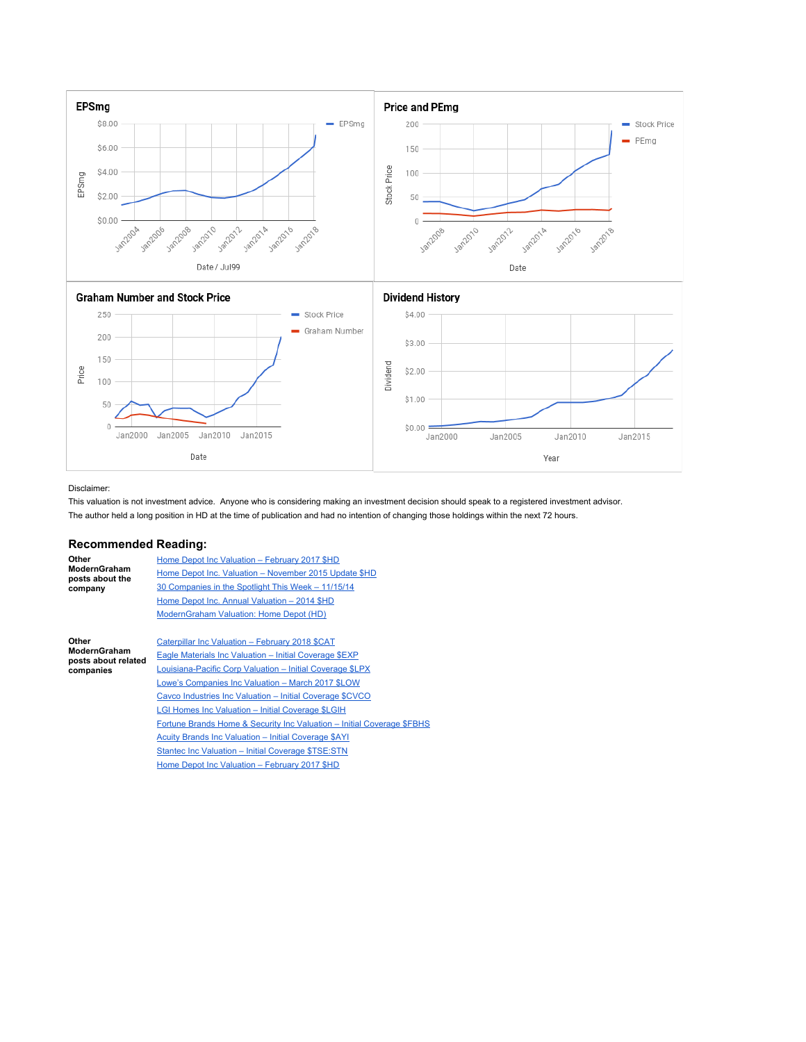## EPSmg

$8.00
$6.00
$4.00
$2.00
$0.00

EPSmg

Jan2004
Jan2006
Jan2008
Jan2010
Jan2012
Jan2014
Jan2016
Jan2018

Date / Jul99

EPSmg

## Price and PEmg

200
150
100
50
0

Stock Price

Jan2008
Jan2010
Jan2012
Jan2014
Jan2016
Jan2018

Date

Stock Price
PEmg

## Graham Number and Stock Price

250
200
150
100
50
0

Price

Jan2000
Jan2005
Jan2010
Jan2015

Date

Stock Price
Graham Number

## Dividend History

$4.00
$3.00
$2.00
$1.00
$0.00

Dividend

Jan2000
Jan2005
Jan2010
Jan2015

Year

Disclaimer:

This valuation is not investment advice. Anyone who is considering making an investment decision should speak to a registered investment advisor.

The author held a long position in HD at the time of publication and had no intention of changing those holdings within the next 72 hours.

## Recommended Reading:

| | |
|---|---|
| **Other ModernGraham posts about the company** | Home Depot Inc Valuation – February 2017 $HD<br>Home Depot Inc. Valuation – November 2015 Update $HD<br>30 Companies in the Spotlight This Week – 11/15/14<br>Home Depot Inc. Annual Valuation – 2014 $HD<br>ModernGraham Valuation: Home Depot (HD) |
| **Other ModernGraham posts about related companies** | Caterpillar Inc Valuation – February 2018 $CAT<br>Eagle Materials Inc Valuation – Initial Coverage $EXP<br>Louisiana-Pacific Corp Valuation – Initial Coverage $LPX<br>Lowe's Companies Inc Valuation – March 2017 $LOW<br>Cavco Industries Inc Valuation – Initial Coverage $CVCO<br>LGI Homes Inc Valuation – Initial Coverage $LGIH<br>Fortune Brands Home & Security Inc Valuation – Initial Coverage $FBHS<br>Acuity Brands Inc Valuation – Initial Coverage $AYI<br>Stantec Inc Valuation – Initial Coverage $TSE:STN<br>Home Depot Inc Valuation – February 2017 $HD |